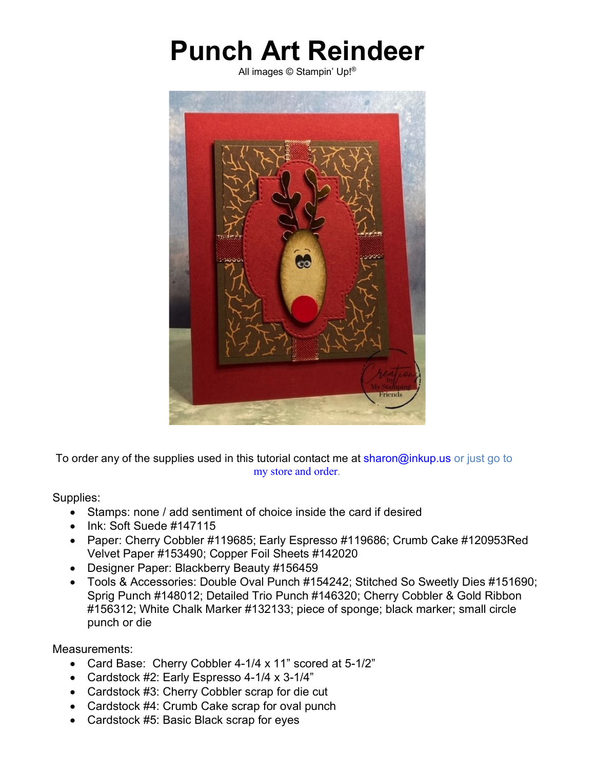# Punch Art Reindeer

All images © Stampin' Up!®

To order any of the supplies used in this tutorial contact me at sharon@inkup.us or just go to my store and order.

Supplies:

- Stamps: none / add sentiment of choice inside the card if desired
- Ink: Soft Suede #147115
- Paper: Cherry Cobbler #119685; Early Espresso #119686; Crumb Cake #120953Red Velvet Paper #153490; Copper Foil Sheets #142020
- Designer Paper: Blackberry Beauty #156459
- Tools & Accessories: Double Oval Punch #154242; Stitched So Sweetly Dies #151690; Sprig Punch #148012; Detailed Trio Punch #146320; Cherry Cobbler & Gold Ribbon #156312; White Chalk Marker #132133; piece of sponge; black marker; small circle punch or die

Measurements:

- Card Base: Cherry Cobbler 4-1/4 x 11" scored at 5-1/2"
- Cardstock #2: Early Espresso 4-1/4 x 3-1/4"
- Cardstock #3: Cherry Cobbler scrap for die cut
- Cardstock #4: Crumb Cake scrap for oval punch
- Cardstock #5: Basic Black scrap for eyes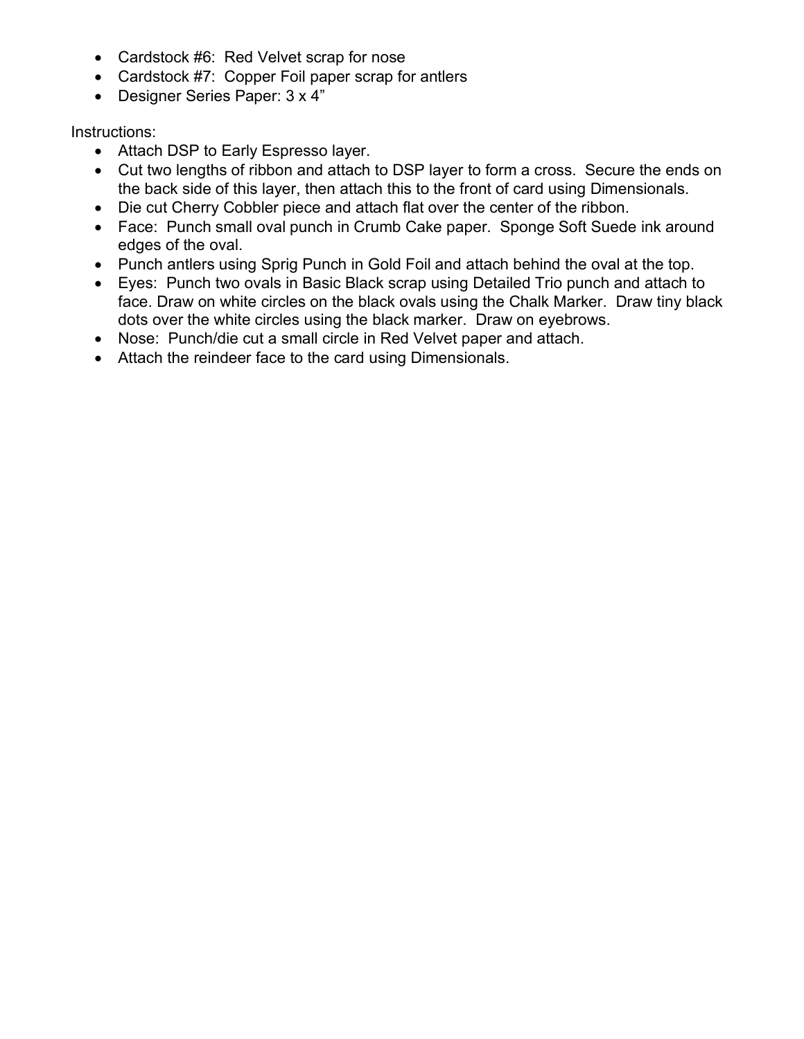- Cardstock #6: Red Velvet scrap for nose
- Cardstock #7: Copper Foil paper scrap for antlers
- Designer Series Paper: 3 x 4"

Instructions:

- Attach DSP to Early Espresso layer.
- Cut two lengths of ribbon and attach to DSP layer to form a cross. Secure the ends on the back side of this layer, then attach this to the front of card using Dimensionals.
- Die cut Cherry Cobbler piece and attach flat over the center of the ribbon.
- Face: Punch small oval punch in Crumb Cake paper. Sponge Soft Suede ink around edges of the oval.
- Punch antlers using Sprig Punch in Gold Foil and attach behind the oval at the top.
- Eyes: Punch two ovals in Basic Black scrap using Detailed Trio punch and attach to face. Draw on white circles on the black ovals using the Chalk Marker. Draw tiny black dots over the white circles using the black marker. Draw on eyebrows.
- Nose: Punch/die cut a small circle in Red Velvet paper and attach.
- Attach the reindeer face to the card using Dimensionals.